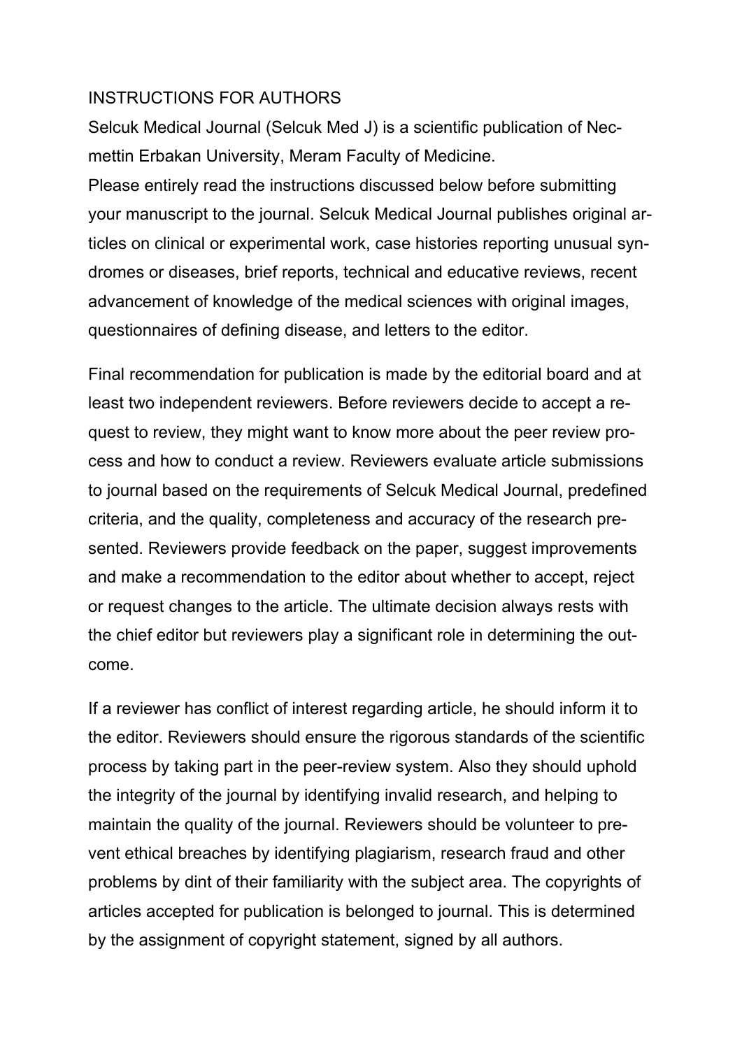# INSTRUCTIONS FOR AUTHORS

Selcuk Medical Journal (Selcuk Med J) is a scientific publication of Necmettin Erbakan University, Meram Faculty of Medicine.

Please entirely read the instructions discussed below before submitting your manuscript to the journal. Selcuk Medical Journal publishes original articles on clinical or experimental work, case histories reporting unusual syndromes or diseases, brief reports, technical and educative reviews, recent advancement of knowledge of the medical sciences with original images, questionnaires of defining disease, and letters to the editor.

Final recommendation for publication is made by the editorial board and at least two independent reviewers. Before reviewers decide to accept a request to review, they might want to know more about the peer review process and how to conduct a review. Reviewers evaluate article submissions to journal based on the requirements of Selcuk Medical Journal, predefined criteria, and the quality, completeness and accuracy of the research presented. Reviewers provide feedback on the paper, suggest improvements and make a recommendation to the editor about whether to accept, reject or request changes to the article. The ultimate decision always rests with the chief editor but reviewers play a significant role in determining the outcome.

If a reviewer has conflict of interest regarding article, he should inform it to the editor. Reviewers should ensure the rigorous standards of the scientific process by taking part in the peer-review system. Also they should uphold the integrity of the journal by identifying invalid research, and helping to maintain the quality of the journal. Reviewers should be volunteer to prevent ethical breaches by identifying plagiarism, research fraud and other problems by dint of their familiarity with the subject area. The copyrights of articles accepted for publication is belonged to journal. This is determined by the assignment of copyright statement, signed by all authors.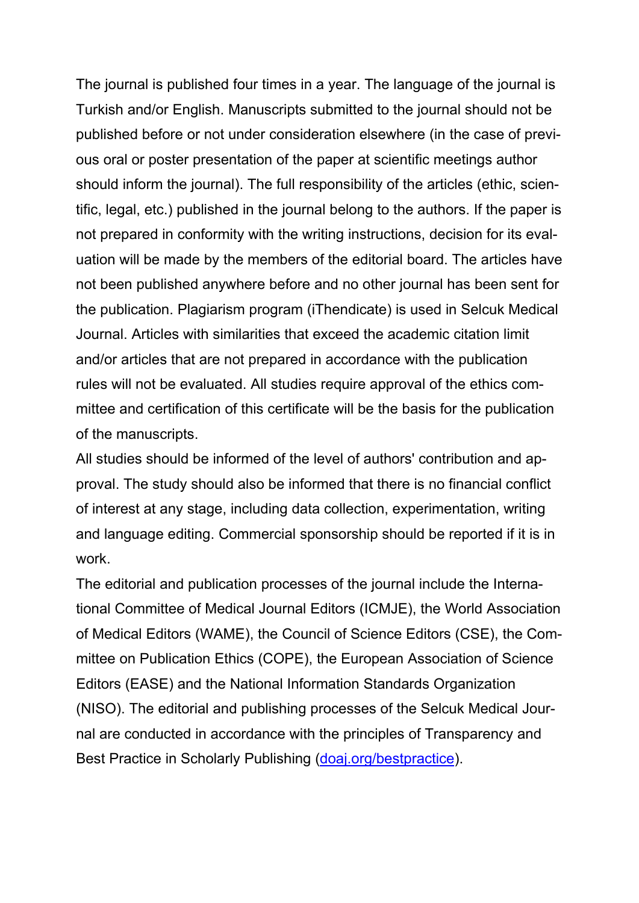The journal is published four times in a year. The language of the journal is Turkish and/or English. Manuscripts submitted to the journal should not be published before or not under consideration elsewhere (in the case of previous oral or poster presentation of the paper at scientific meetings author should inform the journal). The full responsibility of the articles (ethic, scientific, legal, etc.) published in the journal belong to the authors. If the paper is not prepared in conformity with the writing instructions, decision for its evaluation will be made by the members of the editorial board. The articles have not been published anywhere before and no other journal has been sent for the publication. Plagiarism program (iThendicate) is used in Selcuk Medical Journal. Articles with similarities that exceed the academic citation limit and/or articles that are not prepared in accordance with the publication rules will not be evaluated. All studies require approval of the ethics committee and certification of this certificate will be the basis for the publication of the manuscripts.

All studies should be informed of the level of authors' contribution and approval. The study should also be informed that there is no financial conflict of interest at any stage, including data collection, experimentation, writing and language editing. Commercial sponsorship should be reported if it is in work.

The editorial and publication processes of the journal include the International Committee of Medical Journal Editors (ICMJE), the World Association of Medical Editors (WAME), the Council of Science Editors (CSE), the Committee on Publication Ethics (COPE), the European Association of Science Editors (EASE) and the National Information Standards Organization (NISO). The editorial and publishing processes of the Selcuk Medical Journal are conducted in accordance with the principles of Transparency and Best Practice in Scholarly Publishing ([doaj.org/bestpractice](doaj.org/bestpractice)).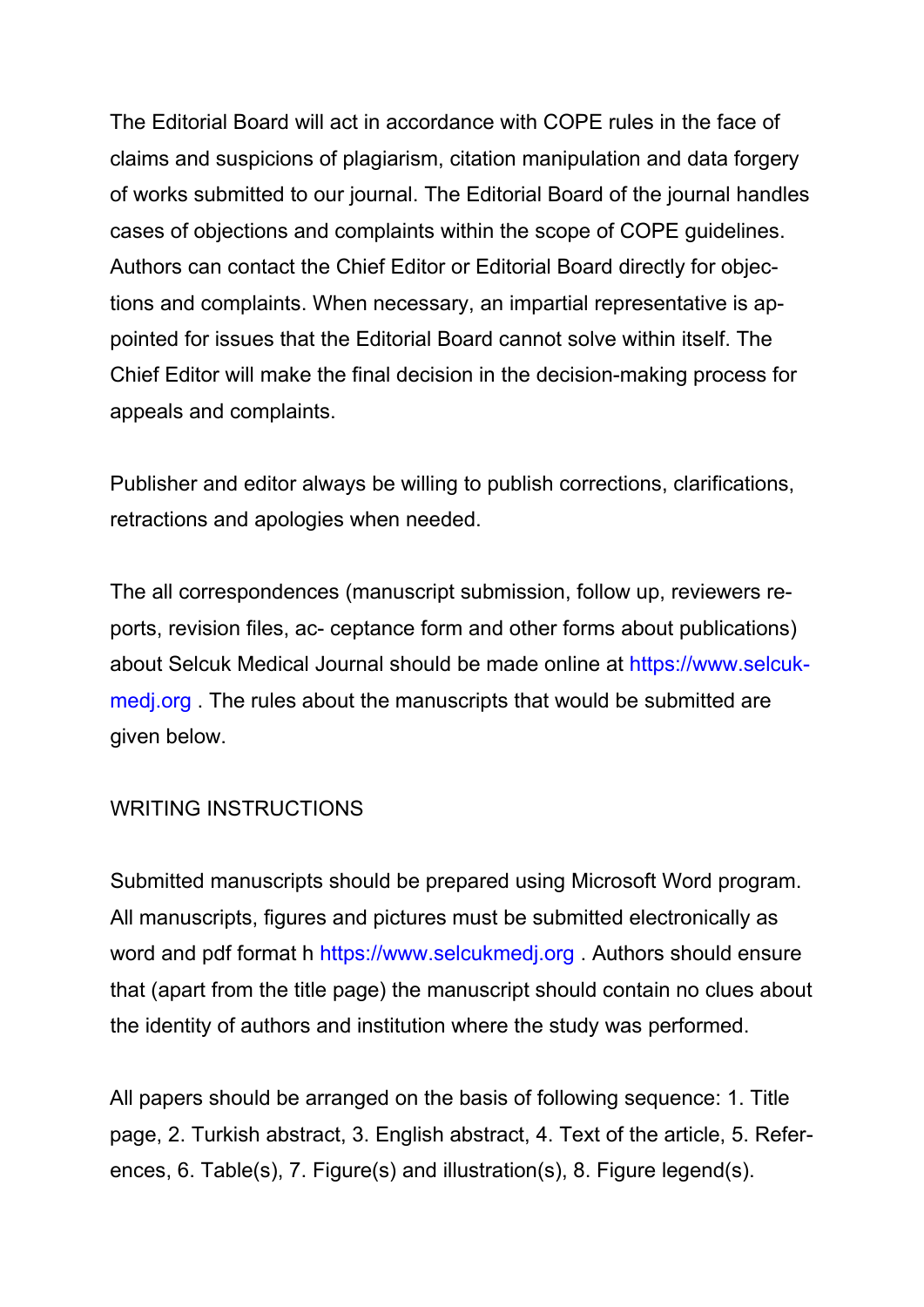The Editorial Board will act in accordance with COPE rules in the face of claims and suspicions of plagiarism, citation manipulation and data forgery of works submitted to our journal. The Editorial Board of the journal handles cases of objections and complaints within the scope of COPE guidelines. Authors can contact the Chief Editor or Editorial Board directly for objections and complaints. When necessary, an impartial representative is appointed for issues that the Editorial Board cannot solve within itself. The Chief Editor will make the final decision in the decision-making process for appeals and complaints.

Publisher and editor always be willing to publish corrections, clarifications, retractions and apologies when needed.

The all correspondences (manuscript submission, follow up, reviewers reports, revision files, ac- ceptance form and other forms about publications) about Selcuk Medical Journal should be made online at https://www.selcukmedj.org . The rules about the manuscripts that would be submitted are given below.

## WRITING INSTRUCTIONS

Submitted manuscripts should be prepared using Microsoft Word program. All manuscripts, figures and pictures must be submitted electronically as word and pdf format h https://www.selcukmedj.org . Authors should ensure that (apart from the title page) the manuscript should contain no clues about the identity of authors and institution where the study was performed.

All papers should be arranged on the basis of following sequence: 1. Title page, 2. Turkish abstract, 3. English abstract, 4. Text of the article, 5. References, 6. Table(s), 7. Figure(s) and illustration(s), 8. Figure legend(s).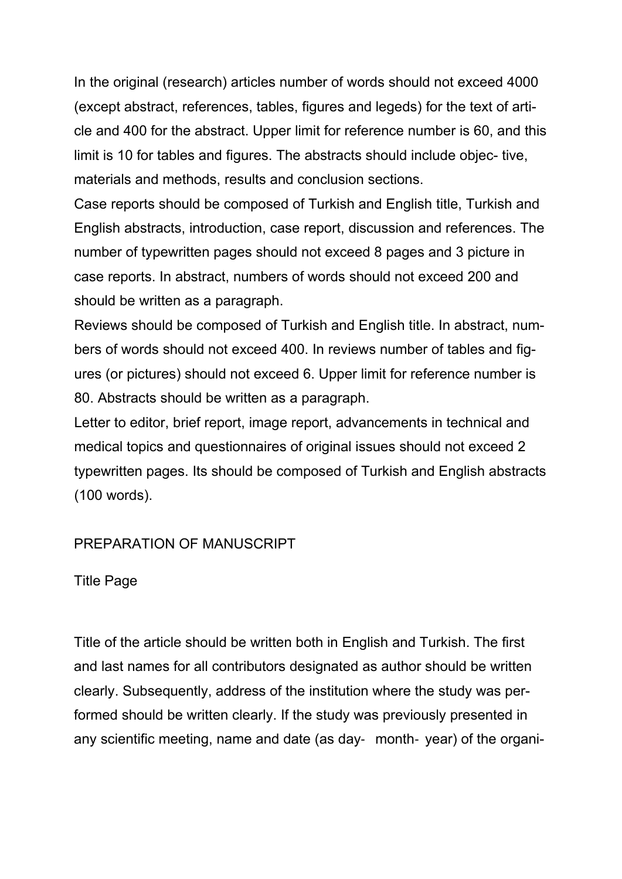In the original (research) articles number of words should not exceed 4000 (except abstract, references, tables, figures and legeds) for the text of article and 400 for the abstract. Upper limit for reference number is 60, and this limit is 10 for tables and figures. The abstracts should include objec- tive, materials and methods, results and conclusion sections.

Case reports should be composed of Turkish and English title, Turkish and English abstracts, introduction, case report, discussion and references. The number of typewritten pages should not exceed 8 pages and 3 picture in case reports. In abstract, numbers of words should not exceed 200 and should be written as a paragraph.

Reviews should be composed of Turkish and English title. In abstract, numbers of words should not exceed 400. In reviews number of tables and figures (or pictures) should not exceed 6. Upper limit for reference number is 80. Abstracts should be written as a paragraph.

Letter to editor, brief report, image report, advancements in technical and medical topics and questionnaires of original issues should not exceed 2 typewritten pages. Its should be composed of Turkish and English abstracts (100 words).

## PREPARATION OF MANUSCRIPT

### Title Page

Title of the article should be written both in English and Turkish. The first and last names for all contributors designated as author should be written clearly. Subsequently, address of the institution where the study was performed should be written clearly. If the study was previously presented in any scientific meeting, name and date (as day‐ month‐ year) of the organi-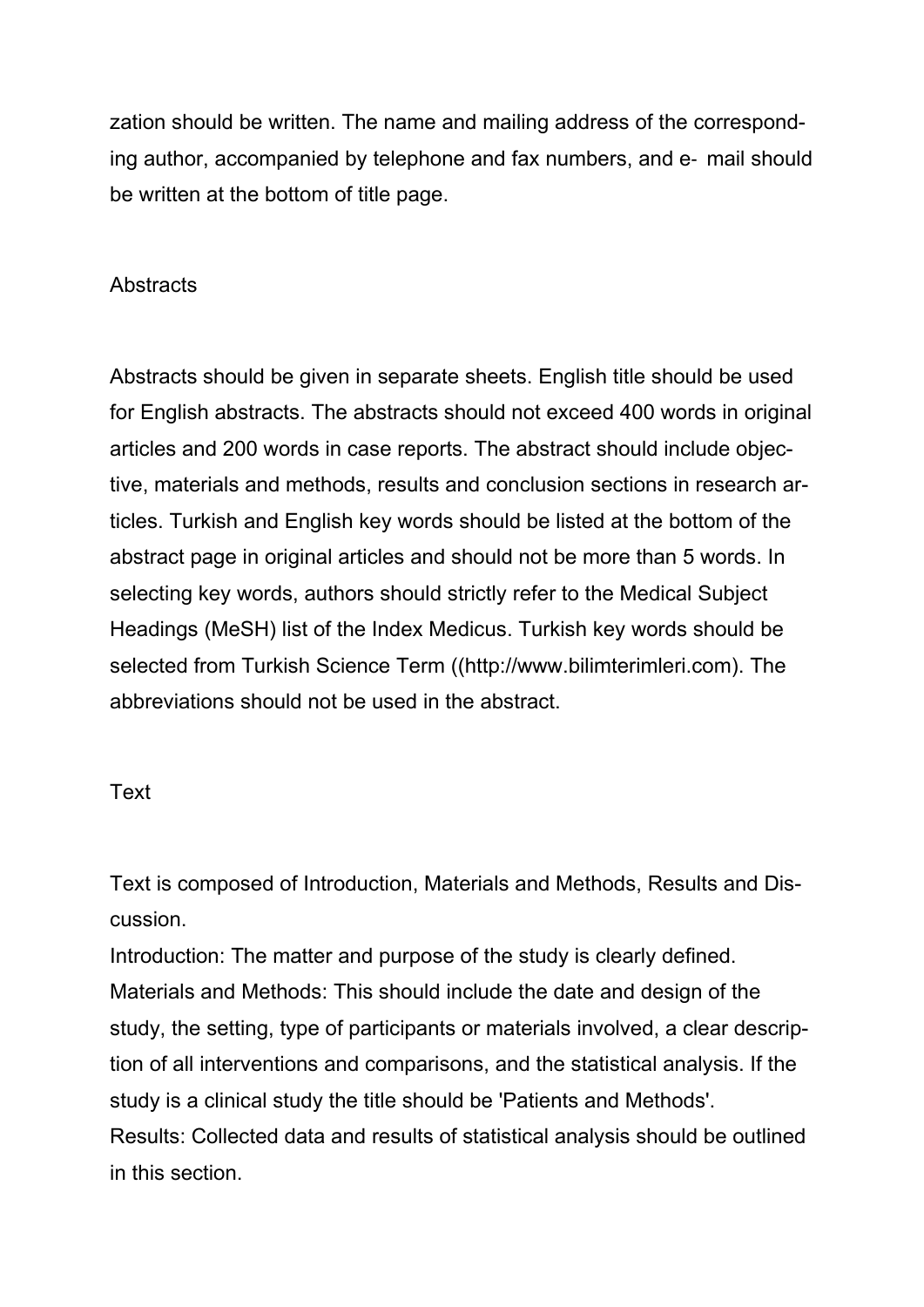zation should be written. The name and mailing address of the corresponding author, accompanied by telephone and fax numbers, and e- mail should be written at the bottom of title page.

## Abstracts

Abstracts should be given in separate sheets. English title should be used for English abstracts. The abstracts should not exceed 400 words in original articles and 200 words in case reports. The abstract should include objective, materials and methods, results and conclusion sections in research articles. Turkish and English key words should be listed at the bottom of the abstract page in original articles and should not be more than 5 words. In selecting key words, authors should strictly refer to the Medical Subject Headings (MeSH) list of the Index Medicus. Turkish key words should be selected from Turkish Science Term ((http://www.bilimterimleri.com). The abbreviations should not be used in the abstract.

## Text

Text is composed of Introduction, Materials and Methods, Results and Discussion.

Introduction: The matter and purpose of the study is clearly defined.

Materials and Methods: This should include the date and design of the study, the setting, type of participants or materials involved, a clear description of all interventions and comparisons, and the statistical analysis. If the study is a clinical study the title should be 'Patients and Methods'.

Results: Collected data and results of statistical analysis should be outlined in this section.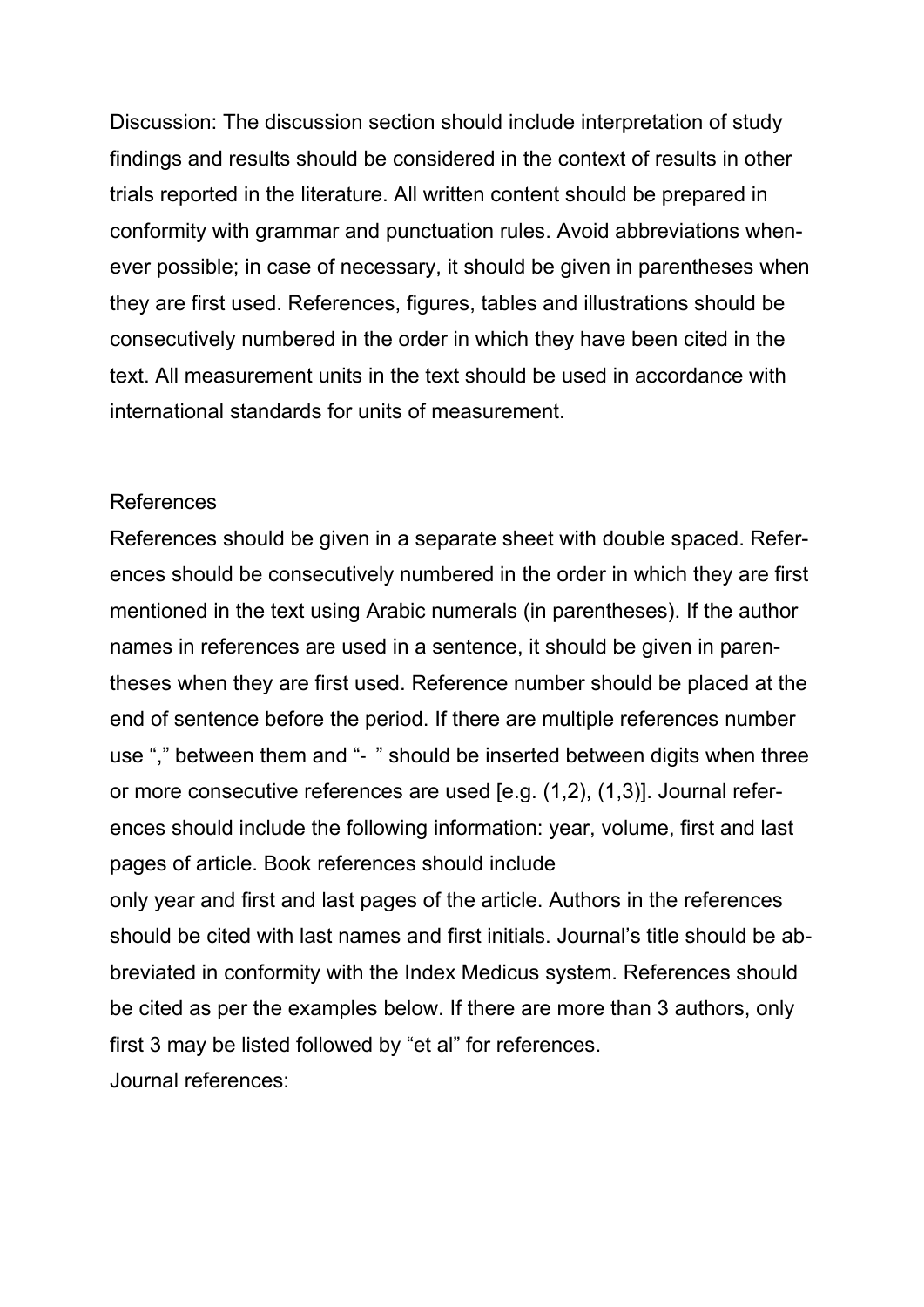Discussion: The discussion section should include interpretation of study findings and results should be considered in the context of results in other trials reported in the literature. All written content should be prepared in conformity with grammar and punctuation rules. Avoid abbreviations whenever possible; in case of necessary, it should be given in parentheses when they are first used. References, figures, tables and illustrations should be consecutively numbered in the order in which they have been cited in the text. All measurement units in the text should be used in accordance with international standards for units of measurement.

## References

References should be given in a separate sheet with double spaced. References should be consecutively numbered in the order in which they are first mentioned in the text using Arabic numerals (in parentheses). If the author names in references are used in a sentence, it should be given in parentheses when they are first used. Reference number should be placed at the end of sentence before the period. If there are multiple references number use "," between them and "- " should be inserted between digits when three or more consecutive references are used [e.g. (1,2), (1,3)]. Journal references should include the following information: year, volume, first and last pages of article. Book references should include

only year and first and last pages of the article. Authors in the references should be cited with last names and first initials. Journal's title should be abbreviated in conformity with the Index Medicus system. References should be cited as per the examples below. If there are more than 3 authors, only first 3 may be listed followed by "et al" for references.

Journal references: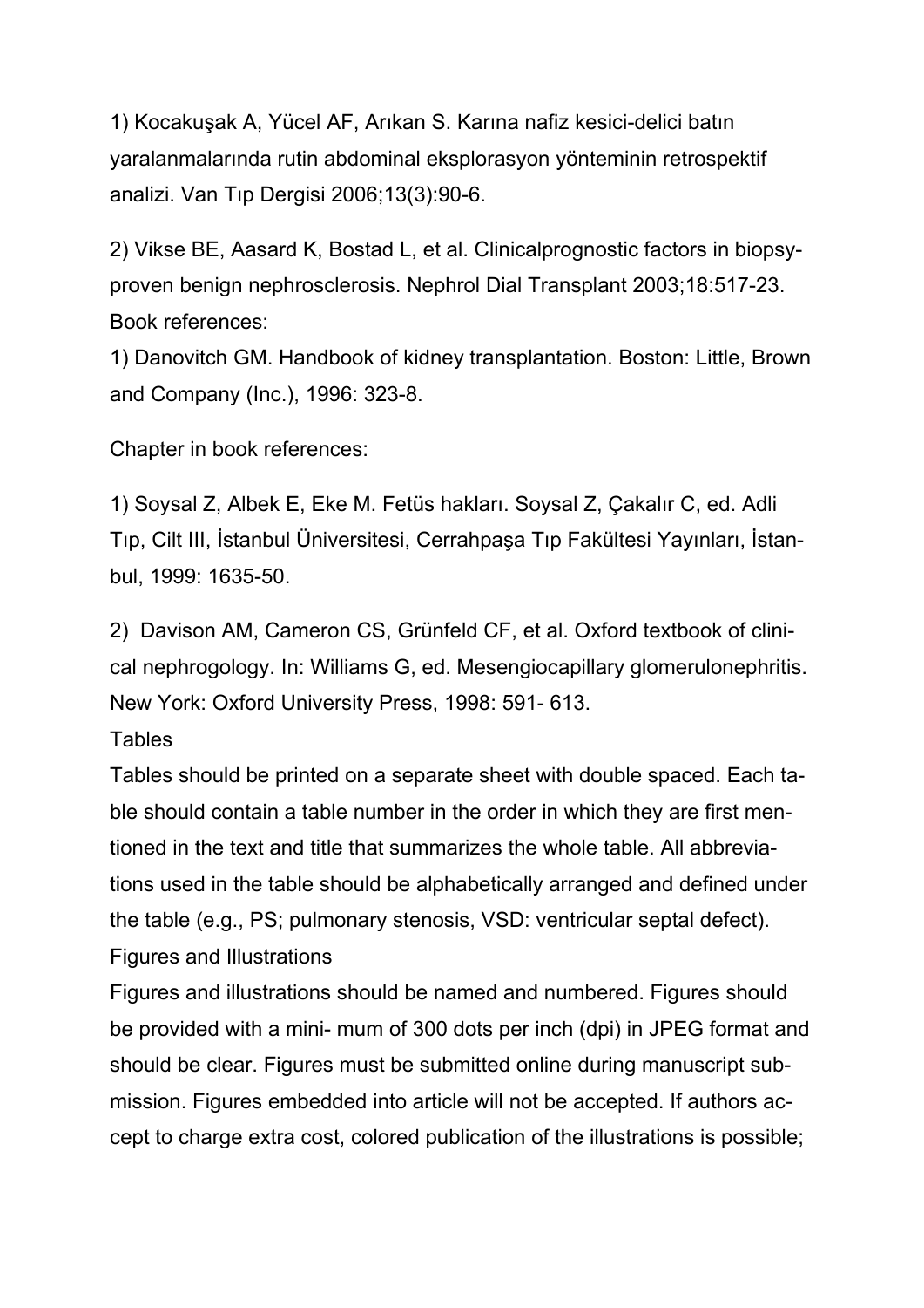1) Kocakuşak A, Yücel AF, Arıkan S. Karına nafiz kesici-delici batın yaralanmalarında rutin abdominal eksplorasyon yönteminin retrospektif analizi. Van Tıp Dergisi 2006;13(3):90-6.

2) Vikse BE, Aasard K, Bostad L, et al. Clinicalprognostic factors in biopsy-proven benign nephrosclerosis. Nephrol Dial Transplant 2003;18:517-23.

Book references:

1) Danovitch GM. Handbook of kidney transplantation. Boston: Little, Brown and Company (Inc.), 1996: 323-8.

Chapter in book references:

1) Soysal Z, Albek E, Eke M. Fetüs hakları. Soysal Z, Çakalır C, ed. Adli Tıp, Cilt III, İstanbul Üniversitesi, Cerrahpaşa Tıp Fakültesi Yayınları, İstanbul, 1999: 1635-50.

2) Davison AM, Cameron CS, Grünfeld CF, et al. Oxford textbook of clinical nephrogology. In: Williams G, ed. Mesengiocapillary glomerulonephritis. New York: Oxford University Press, 1998: 591- 613.

Tables

Tables should be printed on a separate sheet with double spaced. Each table should contain a table number in the order in which they are first mentioned in the text and title that summarizes the whole table. All abbreviations used in the table should be alphabetically arranged and defined under the table (e.g., PS; pulmonary stenosis, VSD: ventricular septal defect).

Figures and Illustrations

Figures and illustrations should be named and numbered. Figures should be provided with a mini- mum of 300 dots per inch (dpi) in JPEG format and should be clear. Figures must be submitted online during manuscript submission. Figures embedded into article will not be accepted. If authors accept to charge extra cost, colored publication of the illustrations is possible;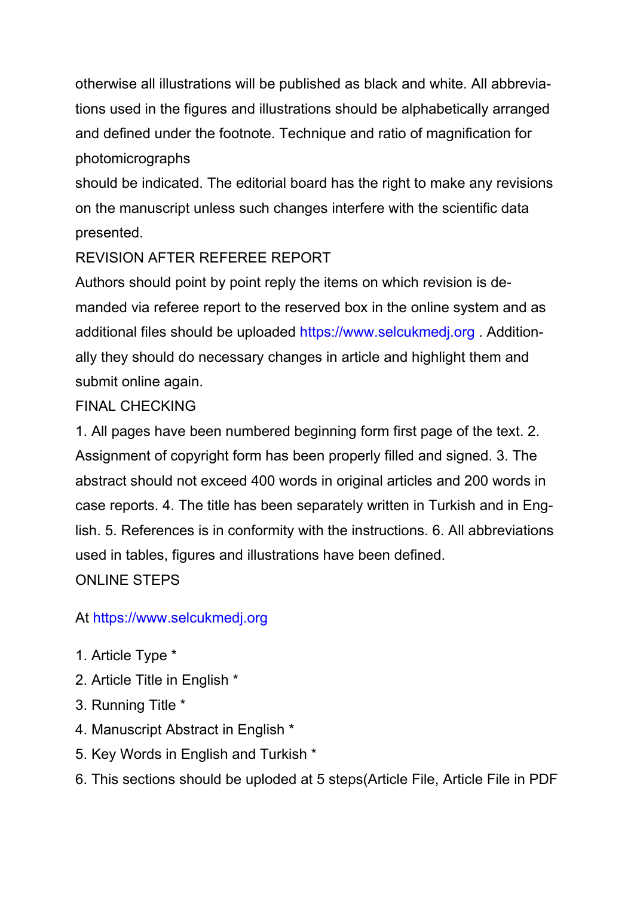otherwise all illustrations will be published as black and white. All abbreviations used in the figures and illustrations should be alphabetically arranged and defined under the footnote. Technique and ratio of magnification for photomicrographs should be indicated. The editorial board has the right to make any revisions on the manuscript unless such changes interfere with the scientific data presented.

## REVISION AFTER REFEREE REPORT

Authors should point by point reply the items on which revision is demanded via referee report to the reserved box in the online system and as additional files should be uploaded https://www.selcukmedj.org . Additionally they should do necessary changes in article and highlight them and submit online again.

## FINAL CHECKING

1. All pages have been numbered beginning form first page of the text. 2. Assignment of copyright form has been properly filled and signed. 3. The abstract should not exceed 400 words in original articles and 200 words in case reports. 4. The title has been separately written in Turkish and in English. 5. References is in conformity with the instructions. 6. All abbreviations used in tables, figures and illustrations have been defined.

## ONLINE STEPS

At https://www.selcukmedj.org

1. Article Type *
2. Article Title in English *
3. Running Title *
4. Manuscript Abstract in English *
5. Key Words in English and Turkish *
6. This sections should be uploded at 5 steps(Article File, Article File in PDF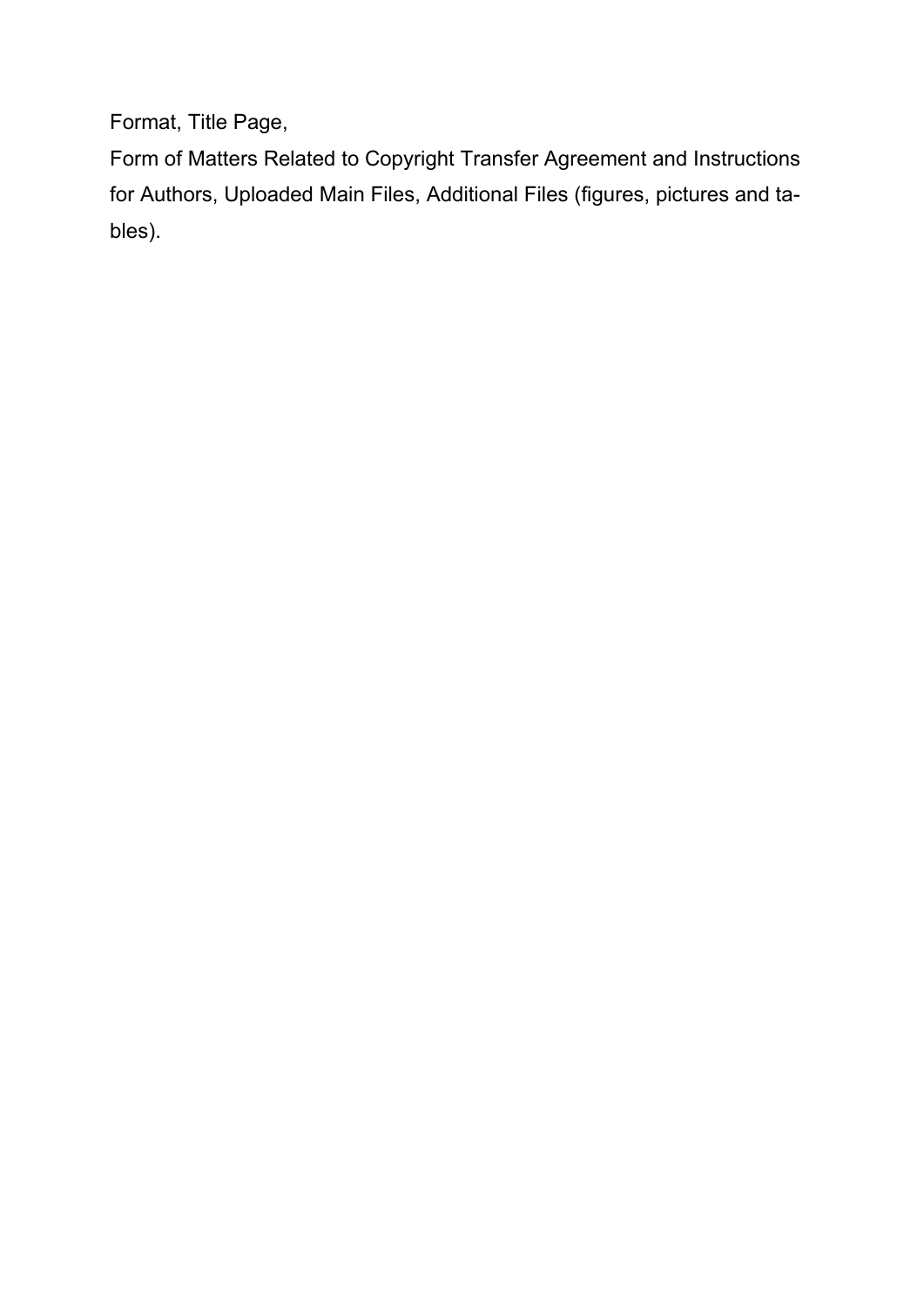Format, Title Page,

Form of Matters Related to Copyright Transfer Agreement and Instructions for Authors, Uploaded Main Files, Additional Files (figures, pictures and tables).